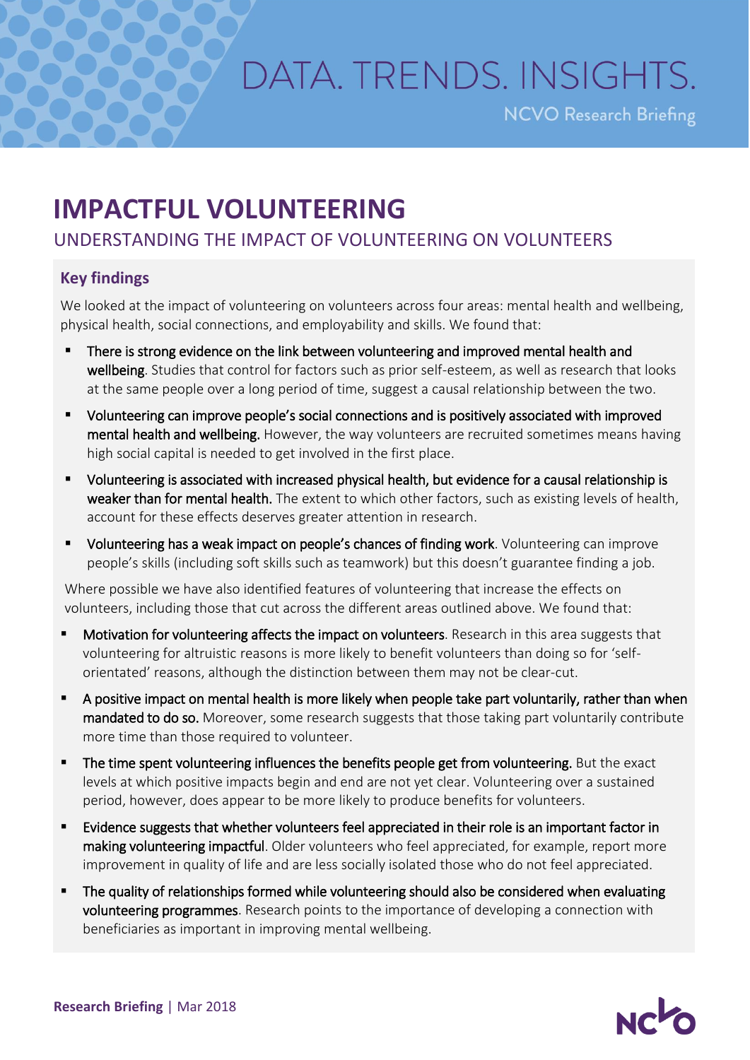# DATA. TRENDS. INSIGHTS.

NCVO Research Briefing

# IMPACTFUL VOLUNTEERING

## UNDERSTANDING THE IMPACT OF VOLUNTEERING ON VOLUNTEERS

### Key findings

We looked at the impact of volunteering on volunteers across four areas: mental health and wellbeing, physical health, social connections, and employability and skills. We found that:

- **There is strong evidence on the link between volunteering and improved mental health and wellbeing**. Studies that control for factors such as prior self-esteem, as well as research that looks at the same people over a long period of time, suggest a causal relationship between the two.
- **Volunteering can improve people's social connections and is positively associated with improved mental health and wellbeing.** However, the way volunteers are recruited sometimes means having high social capital is needed to get involved in the first place.
- **Volunteering is associated with increased physical health, but evidence for a causal relationship is weaker than for mental health.** The extent to which other factors, such as existing levels of health, account for these effects deserves greater attention in research.
- **Volunteering has a weak impact on people's chances of finding work**. Volunteering can improve people's skills (including soft skills such as teamwork) but this doesn't guarantee finding a job.

Where possible we have also identified features of volunteering that increase the effects on volunteers, including those that cut across the different areas outlined above. We found that:

- **Motivation for volunteering affects the impact on volunteers**. Research in this area suggests that volunteering for altruistic reasons is more likely to benefit volunteers than doing so for 'self-orientated' reasons, although the distinction between them may not be clear-cut.
- **A positive impact on mental health is more likely when people take part voluntarily, rather than when mandated to do so.** Moreover, some research suggests that those taking part voluntarily contribute more time than those required to volunteer.
- **The time spent volunteering influences the benefits people get from volunteering.** But the exact levels at which positive impacts begin and end are not yet clear. Volunteering over a sustained period, however, does appear to be more likely to produce benefits for volunteers.
- **Evidence suggests that whether volunteers feel appreciated in their role is an important factor in making volunteering impactful**. Older volunteers who feel appreciated, for example, report more improvement in quality of life and are less socially isolated those who do not feel appreciated.
- **The quality of relationships formed while volunteering should also be considered when evaluating volunteering programmes**. Research points to the importance of developing a connection with beneficiaries as important in improving mental wellbeing.

**Research Briefing** | Mar 2018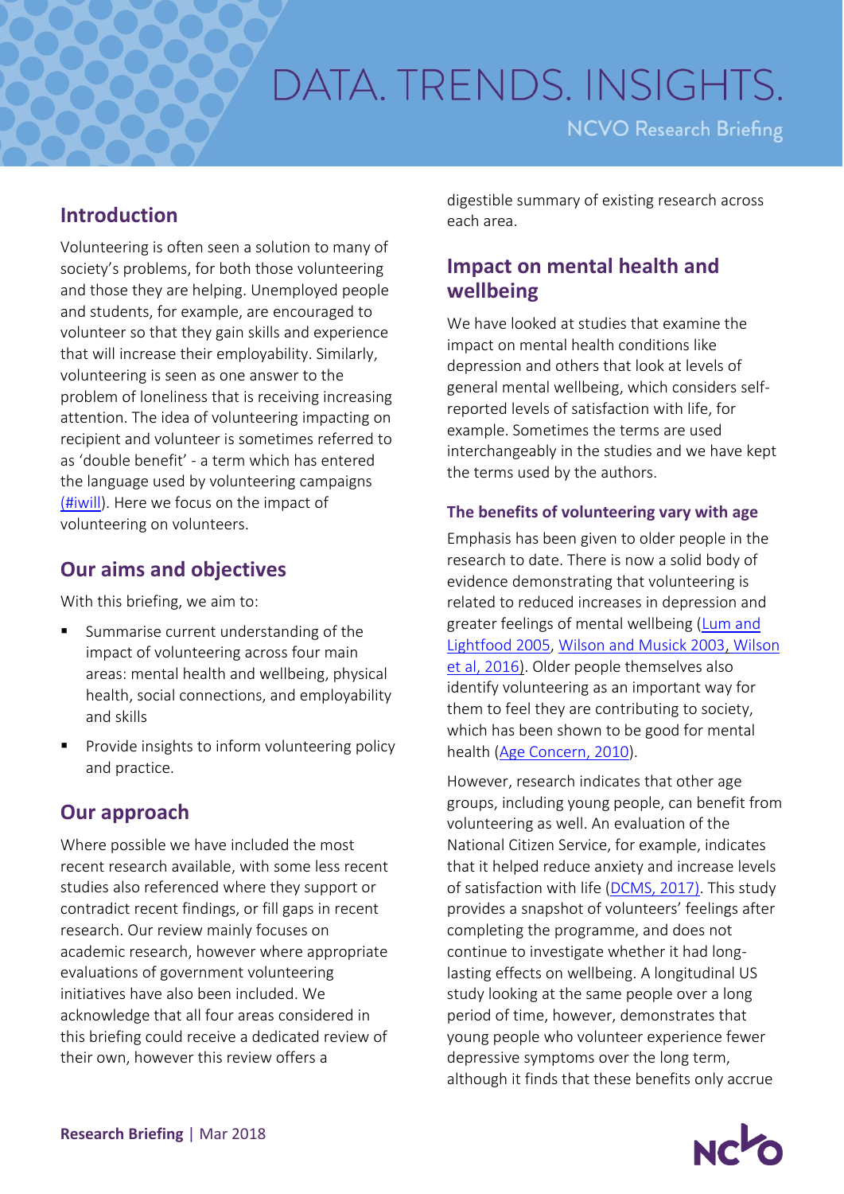# DATA. TRENDS. INSIGHTS.

NCVO Research Briefing

## Introduction

Volunteering is often seen a solution to many of society's problems, for both those volunteering and those they are helping. Unemployed people and students, for example, are encouraged to volunteer so that they gain skills and experience that will increase their employability. Similarly, volunteering is seen as one answer to the problem of loneliness that is receiving increasing attention. The idea of volunteering impacting on recipient and volunteer is sometimes referred to as 'double benefit' - a term which has entered the language used by volunteering campaigns (#iwill). Here we focus on the impact of volunteering on volunteers.

## Our aims and objectives

With this briefing, we aim to:

- Summarise current understanding of the impact of volunteering across four main areas: mental health and wellbeing, physical health, social connections, and employability and skills
- Provide insights to inform volunteering policy and practice.

## Our approach

Where possible we have included the most recent research available, with some less recent studies also referenced where they support or contradict recent findings, or fill gaps in recent research. Our review mainly focuses on academic research, however where appropriate evaluations of government volunteering initiatives have also been included. We acknowledge that all four areas considered in this briefing could receive a dedicated review of their own, however this review offers a digestible summary of existing research across each area.

## Impact on mental health and wellbeing

We have looked at studies that examine the impact on mental health conditions like depression and others that look at levels of general mental wellbeing, which considers self-reported levels of satisfaction with life, for example. Sometimes the terms are used interchangeably in the studies and we have kept the terms used by the authors.

### The benefits of volunteering vary with age

Emphasis has been given to older people in the research to date. There is now a solid body of evidence demonstrating that volunteering is related to reduced increases in depression and greater feelings of mental wellbeing (Lum and Lightfood 2005, Wilson and Musick 2003, Wilson et al, 2016). Older people themselves also identify volunteering as an important way for them to feel they are contributing to society, which has been shown to be good for mental health (Age Concern, 2010).

However, research indicates that other age groups, including young people, can benefit from volunteering as well. An evaluation of the National Citizen Service, for example, indicates that it helped reduce anxiety and increase levels of satisfaction with life (DCMS, 2017). This study provides a snapshot of volunteers' feelings after completing the programme, and does not continue to investigate whether it had long-lasting effects on wellbeing. A longitudinal US study looking at the same people over a long period of time, however, demonstrates that young people who volunteer experience fewer depressive symptoms over the long term, although it finds that these benefits only accrue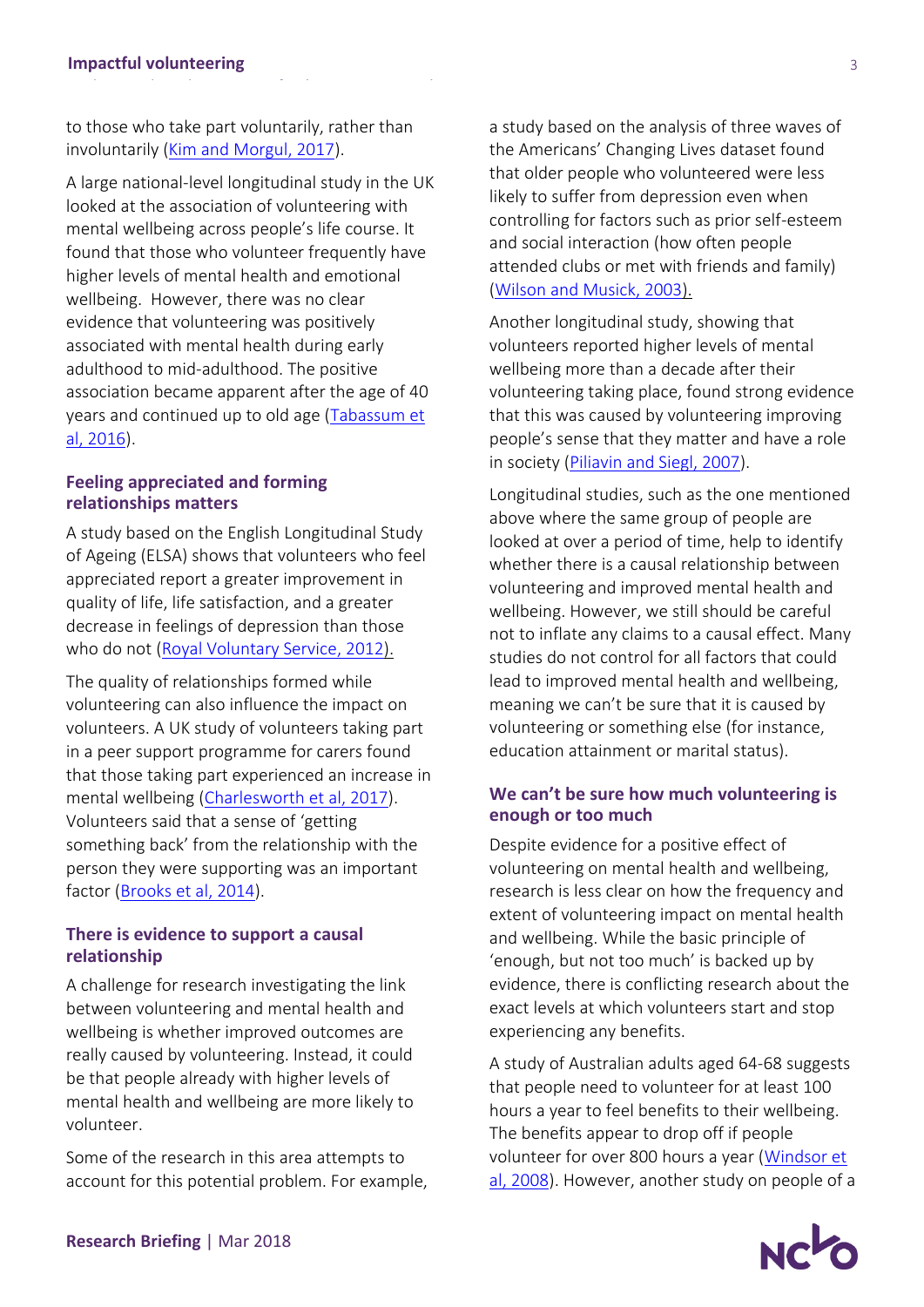to those who take part voluntarily, rather than involuntarily (Kim and Morgul, 2017).

A large national-level longitudinal study in the UK looked at the association of volunteering with mental wellbeing across people's life course. It found that those who volunteer frequently have higher levels of mental health and emotional wellbeing. However, there was no clear evidence that volunteering was positively associated with mental health during early adulthood to mid-adulthood. The positive association became apparent after the age of 40 years and continued up to old age (Tabassum et al, 2016).

### Feeling appreciated and forming relationships matters

A study based on the English Longitudinal Study of Ageing (ELSA) shows that volunteers who feel appreciated report a greater improvement in quality of life, life satisfaction, and a greater decrease in feelings of depression than those who do not (Royal Voluntary Service, 2012).

The quality of relationships formed while volunteering can also influence the impact on volunteers. A UK study of volunteers taking part in a peer support programme for carers found that those taking part experienced an increase in mental wellbeing (Charlesworth et al, 2017). Volunteers said that a sense of 'getting something back' from the relationship with the person they were supporting was an important factor (Brooks et al, 2014).

### There is evidence to support a causal relationship

A challenge for research investigating the link between volunteering and mental health and wellbeing is whether improved outcomes are really caused by volunteering. Instead, it could be that people already with higher levels of mental health and wellbeing are more likely to volunteer.

Some of the research in this area attempts to account for this potential problem. For example, a study based on the analysis of three waves of the Americans' Changing Lives dataset found that older people who volunteered were less likely to suffer from depression even when controlling for factors such as prior self-esteem and social interaction (how often people attended clubs or met with friends and family) (Wilson and Musick, 2003).

Another longitudinal study, showing that volunteers reported higher levels of mental wellbeing more than a decade after their volunteering taking place, found strong evidence that this was caused by volunteering improving people's sense that they matter and have a role in society (Piliavin and Siegl, 2007).

Longitudinal studies, such as the one mentioned above where the same group of people are looked at over a period of time, help to identify whether there is a causal relationship between volunteering and improved mental health and wellbeing. However, we still should be careful not to inflate any claims to a causal effect. Many studies do not control for all factors that could lead to improved mental health and wellbeing, meaning we can't be sure that it is caused by volunteering or something else (for instance, education attainment or marital status).

### We can't be sure how much volunteering is enough or too much

Despite evidence for a positive effect of volunteering on mental health and wellbeing, research is less clear on how the frequency and extent of volunteering impact on mental health and wellbeing. While the basic principle of 'enough, but not too much' is backed up by evidence, there is conflicting research about the exact levels at which volunteers start and stop experiencing any benefits.

A study of Australian adults aged 64-68 suggests that people need to volunteer for at least 100 hours a year to feel benefits to their wellbeing. The benefits appear to drop off if people volunteer for over 800 hours a year (Windsor et al, 2008). However, another study on people of a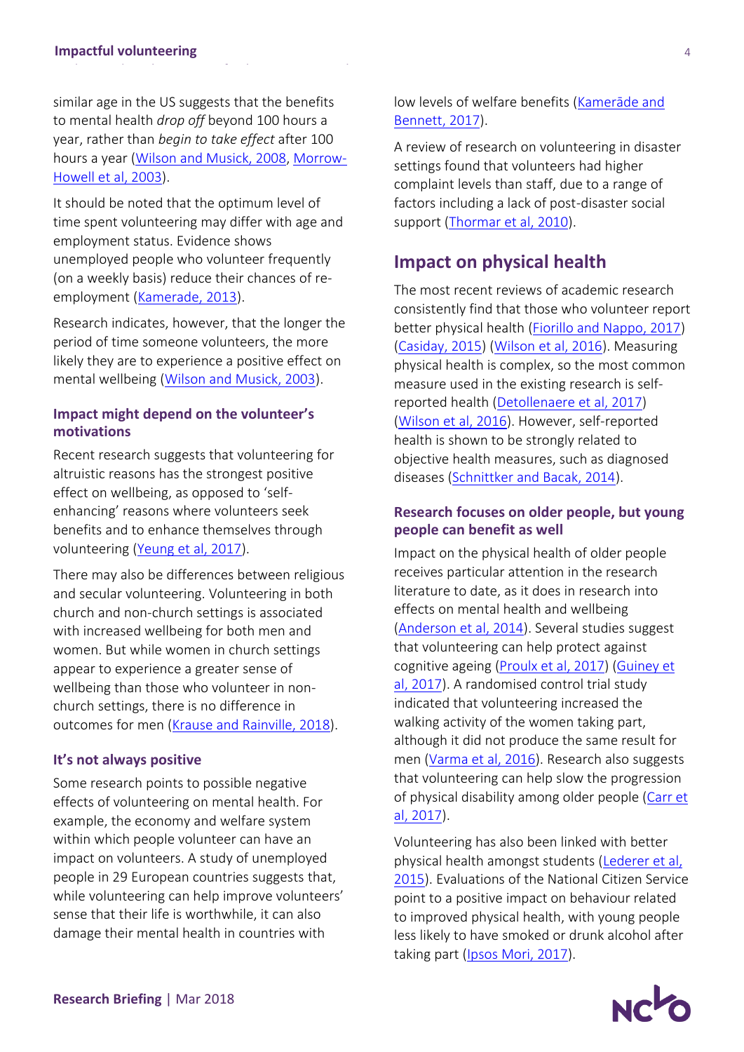similar age in the US suggests that the benefits to mental health *drop off* beyond 100 hours a year, rather than *begin to take effect* after 100 hours a year (Wilson and Musick, 2008, Morrow-Howell et al, 2003).

It should be noted that the optimum level of time spent volunteering may differ with age and employment status. Evidence shows unemployed people who volunteer frequently (on a weekly basis) reduce their chances of re-employment (Kamerade, 2013).

Research indicates, however, that the longer the period of time someone volunteers, the more likely they are to experience a positive effect on mental wellbeing (Wilson and Musick, 2003).

### Impact might depend on the volunteer's motivations

Recent research suggests that volunteering for altruistic reasons has the strongest positive effect on wellbeing, as opposed to 'self-enhancing' reasons where volunteers seek benefits and to enhance themselves through volunteering (Yeung et al, 2017).

There may also be differences between religious and secular volunteering. Volunteering in both church and non-church settings is associated with increased wellbeing for both men and women. But while women in church settings appear to experience a greater sense of wellbeing than those who volunteer in non-church settings, there is no difference in outcomes for men (Krause and Rainville, 2018).

### It's not always positive

Some research points to possible negative effects of volunteering on mental health. For example, the economy and welfare system within which people volunteer can have an impact on volunteers. A study of unemployed people in 29 European countries suggests that, while volunteering can help improve volunteers' sense that their life is worthwhile, it can also damage their mental health in countries with low levels of welfare benefits (Kamerāde and Bennett, 2017).

A review of research on volunteering in disaster settings found that volunteers had higher complaint levels than staff, due to a range of factors including a lack of post-disaster social support (Thormar et al, 2010).

## Impact on physical health

The most recent reviews of academic research consistently find that those who volunteer report better physical health (Fiorillo and Nappo, 2017) (Casiday, 2015) (Wilson et al, 2016). Measuring physical health is complex, so the most common measure used in the existing research is self-reported health (Detollenaere et al, 2017) (Wilson et al, 2016). However, self-reported health is shown to be strongly related to objective health measures, such as diagnosed diseases (Schnittker and Bacak, 2014).

### Research focuses on older people, but young people can benefit as well

Impact on the physical health of older people receives particular attention in the research literature to date, as it does in research into effects on mental health and wellbeing (Anderson et al, 2014). Several studies suggest that volunteering can help protect against cognitive ageing (Proulx et al, 2017) (Guiney et al, 2017). A randomised control trial study indicated that volunteering increased the walking activity of the women taking part, although it did not produce the same result for men (Varma et al, 2016). Research also suggests that volunteering can help slow the progression of physical disability among older people (Carr et al, 2017).

Volunteering has also been linked with better physical health amongst students (Lederer et al, 2015). Evaluations of the National Citizen Service point to a positive impact on behaviour related to improved physical health, with young people less likely to have smoked or drunk alcohol after taking part (Ipsos Mori, 2017).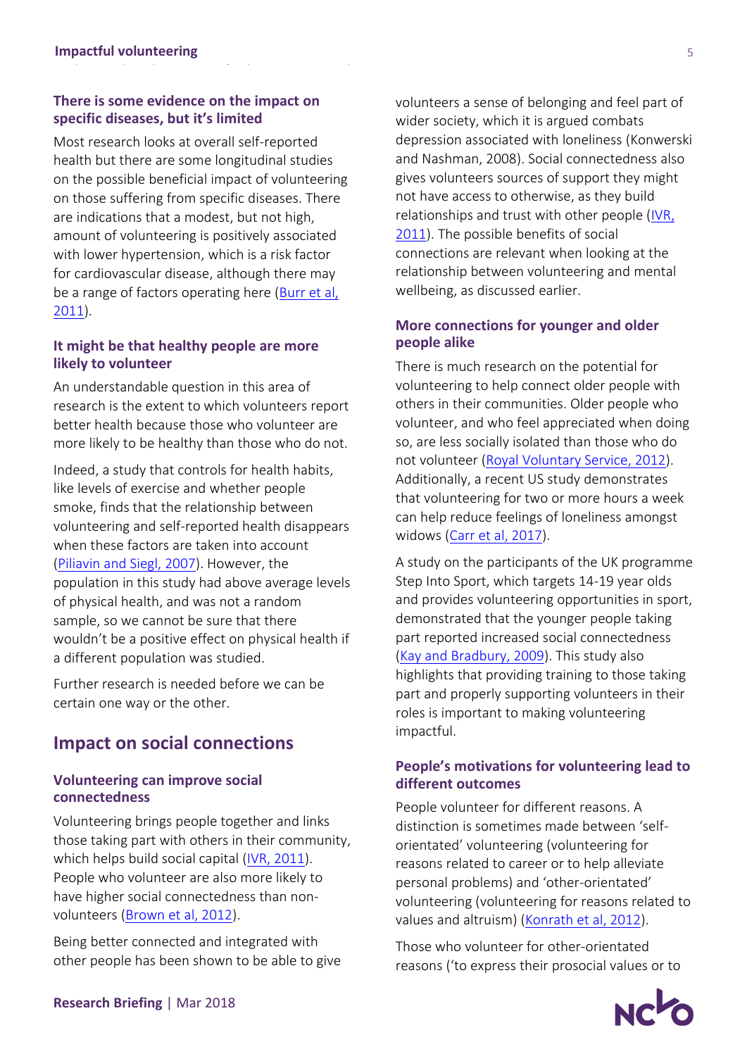### There is some evidence on the impact on specific diseases, but it's limited

Most research looks at overall self-reported health but there are some longitudinal studies on the possible beneficial impact of volunteering on those suffering from specific diseases. There are indications that a modest, but not high, amount of volunteering is positively associated with lower hypertension, which is a risk factor for cardiovascular disease, although there may be a range of factors operating here (Burr et al, 2011).

### It might be that healthy people are more likely to volunteer

An understandable question in this area of research is the extent to which volunteers report better health because those who volunteer are more likely to be healthy than those who do not.

Indeed, a study that controls for health habits, like levels of exercise and whether people smoke, finds that the relationship between volunteering and self-reported health disappears when these factors are taken into account (Piliavin and Siegl, 2007). However, the population in this study had above average levels of physical health, and was not a random sample, so we cannot be sure that there wouldn't be a positive effect on physical health if a different population was studied.

Further research is needed before we can be certain one way or the other.

## Impact on social connections

### Volunteering can improve social connectedness

Volunteering brings people together and links those taking part with others in their community, which helps build social capital (IVR, 2011). People who volunteer are also more likely to have higher social connectedness than non-volunteers (Brown et al, 2012).

Being better connected and integrated with other people has been shown to be able to give volunteers a sense of belonging and feel part of wider society, which it is argued combats depression associated with loneliness (Konwerski and Nashman, 2008). Social connectedness also gives volunteers sources of support they might not have access to otherwise, as they build relationships and trust with other people (IVR, 2011). The possible benefits of social connections are relevant when looking at the relationship between volunteering and mental wellbeing, as discussed earlier.

### More connections for younger and older people alike

There is much research on the potential for volunteering to help connect older people with others in their communities. Older people who volunteer, and who feel appreciated when doing so, are less socially isolated than those who do not volunteer (Royal Voluntary Service, 2012). Additionally, a recent US study demonstrates that volunteering for two or more hours a week can help reduce feelings of loneliness amongst widows (Carr et al, 2017).

A study on the participants of the UK programme Step Into Sport, which targets 14-19 year olds and provides volunteering opportunities in sport, demonstrated that the younger people taking part reported increased social connectedness (Kay and Bradbury, 2009). This study also highlights that providing training to those taking part and properly supporting volunteers in their roles is important to making volunteering impactful.

### People's motivations for volunteering lead to different outcomes

People volunteer for different reasons. A distinction is sometimes made between 'self-orientated' volunteering (volunteering for reasons related to career or to help alleviate personal problems) and 'other-orientated' volunteering (volunteering for reasons related to values and altruism) (Konrath et al, 2012).

Those who volunteer for other-orientated reasons ('to express their prosocial values or to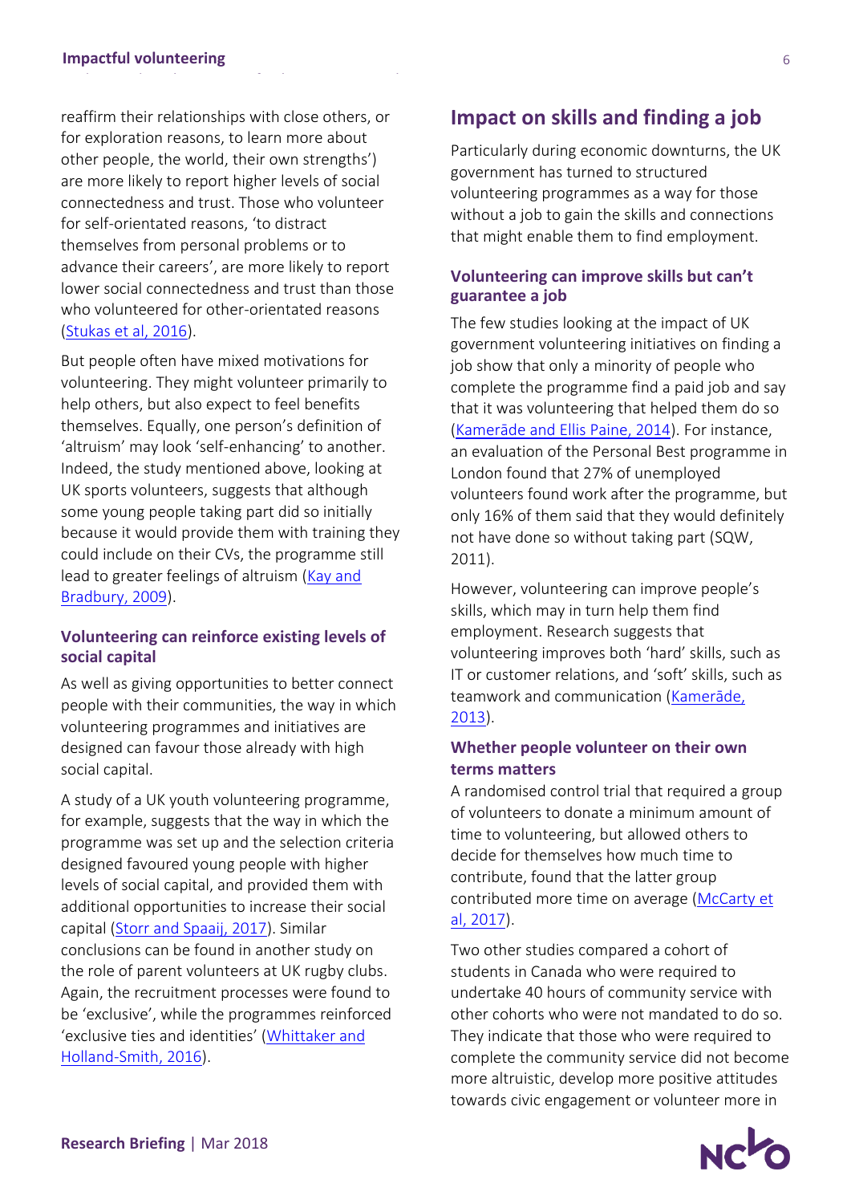reaffirm their relationships with close others, or for exploration reasons, to learn more about other people, the world, their own strengths') are more likely to report higher levels of social connectedness and trust. Those who volunteer for self-orientated reasons, 'to distract themselves from personal problems or to advance their careers', are more likely to report lower social connectedness and trust than those who volunteered for other-orientated reasons (Stukas et al, 2016).

But people often have mixed motivations for volunteering. They might volunteer primarily to help others, but also expect to feel benefits themselves. Equally, one person's definition of 'altruism' may look 'self-enhancing' to another. Indeed, the study mentioned above, looking at UK sports volunteers, suggests that although some young people taking part did so initially because it would provide them with training they could include on their CVs, the programme still lead to greater feelings of altruism (Kay and Bradbury, 2009).

### Volunteering can reinforce existing levels of social capital

As well as giving opportunities to better connect people with their communities, the way in which volunteering programmes and initiatives are designed can favour those already with high social capital.

A study of a UK youth volunteering programme, for example, suggests that the way in which the programme was set up and the selection criteria designed favoured young people with higher levels of social capital, and provided them with additional opportunities to increase their social capital (Storr and Spaaij, 2017). Similar conclusions can be found in another study on the role of parent volunteers at UK rugby clubs. Again, the recruitment processes were found to be 'exclusive', while the programmes reinforced 'exclusive ties and identities' (Whittaker and Holland-Smith, 2016).

## Impact on skills and finding a job

Particularly during economic downturns, the UK government has turned to structured volunteering programmes as a way for those without a job to gain the skills and connections that might enable them to find employment.

### Volunteering can improve skills but can't guarantee a job

The few studies looking at the impact of UK government volunteering initiatives on finding a job show that only a minority of people who complete the programme find a paid job and say that it was volunteering that helped them do so (Kamerāde and Ellis Paine, 2014). For instance, an evaluation of the Personal Best programme in London found that 27% of unemployed volunteers found work after the programme, but only 16% of them said that they would definitely not have done so without taking part (SQW, 2011).

However, volunteering can improve people's skills, which may in turn help them find employment. Research suggests that volunteering improves both 'hard' skills, such as IT or customer relations, and 'soft' skills, such as teamwork and communication (Kamerāde, 2013).

### Whether people volunteer on their own terms matters

A randomised control trial that required a group of volunteers to donate a minimum amount of time to volunteering, but allowed others to decide for themselves how much time to contribute, found that the latter group contributed more time on average (McCarty et al, 2017).

Two other studies compared a cohort of students in Canada who were required to undertake 40 hours of community service with other cohorts who were not mandated to do so. They indicate that those who were required to complete the community service did not become more altruistic, develop more positive attitudes towards civic engagement or volunteer more in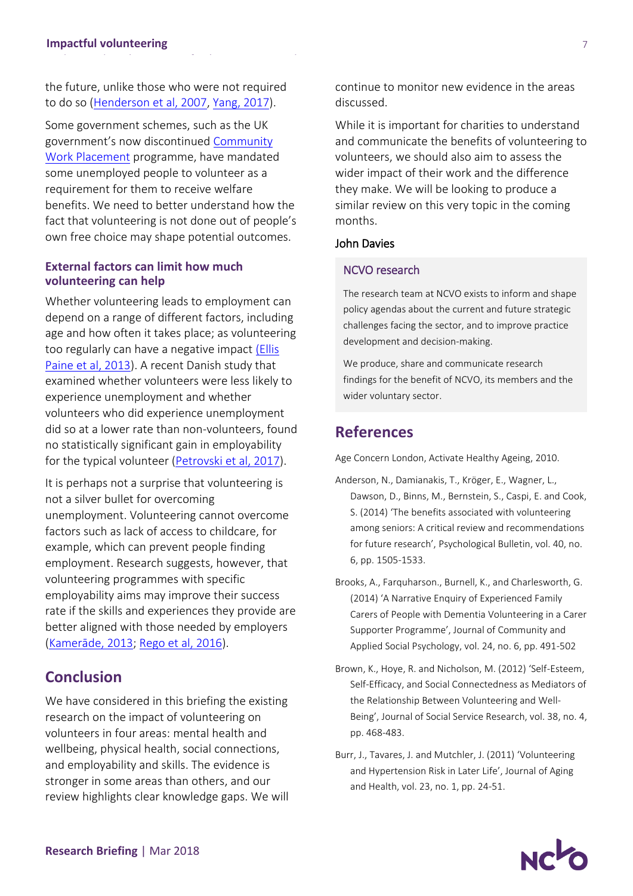the future, unlike those who were not required to do so (Henderson et al, 2007, Yang, 2017).

Some government schemes, such as the UK government's now discontinued Community Work Placement programme, have mandated some unemployed people to volunteer as a requirement for them to receive welfare benefits. We need to better understand how the fact that volunteering is not done out of people's own free choice may shape potential outcomes.

### External factors can limit how much volunteering can help

Whether volunteering leads to employment can depend on a range of different factors, including age and how often it takes place; as volunteering too regularly can have a negative impact (Ellis Paine et al, 2013). A recent Danish study that examined whether volunteers were less likely to experience unemployment and whether volunteers who did experience unemployment did so at a lower rate than non-volunteers, found no statistically significant gain in employability for the typical volunteer (Petrovski et al, 2017).

It is perhaps not a surprise that volunteering is not a silver bullet for overcoming unemployment. Volunteering cannot overcome factors such as lack of access to childcare, for example, which can prevent people finding employment. Research suggests, however, that volunteering programmes with specific employability aims may improve their success rate if the skills and experiences they provide are better aligned with those needed by employers (Kamerāde, 2013; Rego et al, 2016).

## Conclusion

We have considered in this briefing the existing research on the impact of volunteering on volunteers in four areas: mental health and wellbeing, physical health, social connections, and employability and skills. The evidence is stronger in some areas than others, and our review highlights clear knowledge gaps. We will continue to monitor new evidence in the areas discussed.

While it is important for charities to understand and communicate the benefits of volunteering to volunteers, we should also aim to assess the wider impact of their work and the difference they make. We will be looking to produce a similar review on this very topic in the coming months.

John Davies

### NCVO research

The research team at NCVO exists to inform and shape policy agendas about the current and future strategic challenges facing the sector, and to improve practice development and decision-making.

We produce, share and communicate research findings for the benefit of NCVO, its members and the wider voluntary sector.

## References

Age Concern London, Activate Healthy Ageing, 2010.

Anderson, N., Damianakis, T., Kröger, E., Wagner, L., Dawson, D., Binns, M., Bernstein, S., Caspi, E. and Cook, S. (2014) 'The benefits associated with volunteering among seniors: A critical review and recommendations for future research', Psychological Bulletin, vol. 40, no. 6, pp. 1505-1533.

Brooks, A., Farquharson., Burnell, K., and Charlesworth, G. (2014) 'A Narrative Enquiry of Experienced Family Carers of People with Dementia Volunteering in a Carer Supporter Programme', Journal of Community and Applied Social Psychology, vol. 24, no. 6, pp. 491-502

Brown, K., Hoye, R. and Nicholson, M. (2012) 'Self-Esteem, Self-Efficacy, and Social Connectedness as Mediators of the Relationship Between Volunteering and Well-Being', Journal of Social Service Research, vol. 38, no. 4, pp. 468-483.

Burr, J., Tavares, J. and Mutchler, J. (2011) 'Volunteering and Hypertension Risk in Later Life', Journal of Aging and Health, vol. 23, no. 1, pp. 24-51.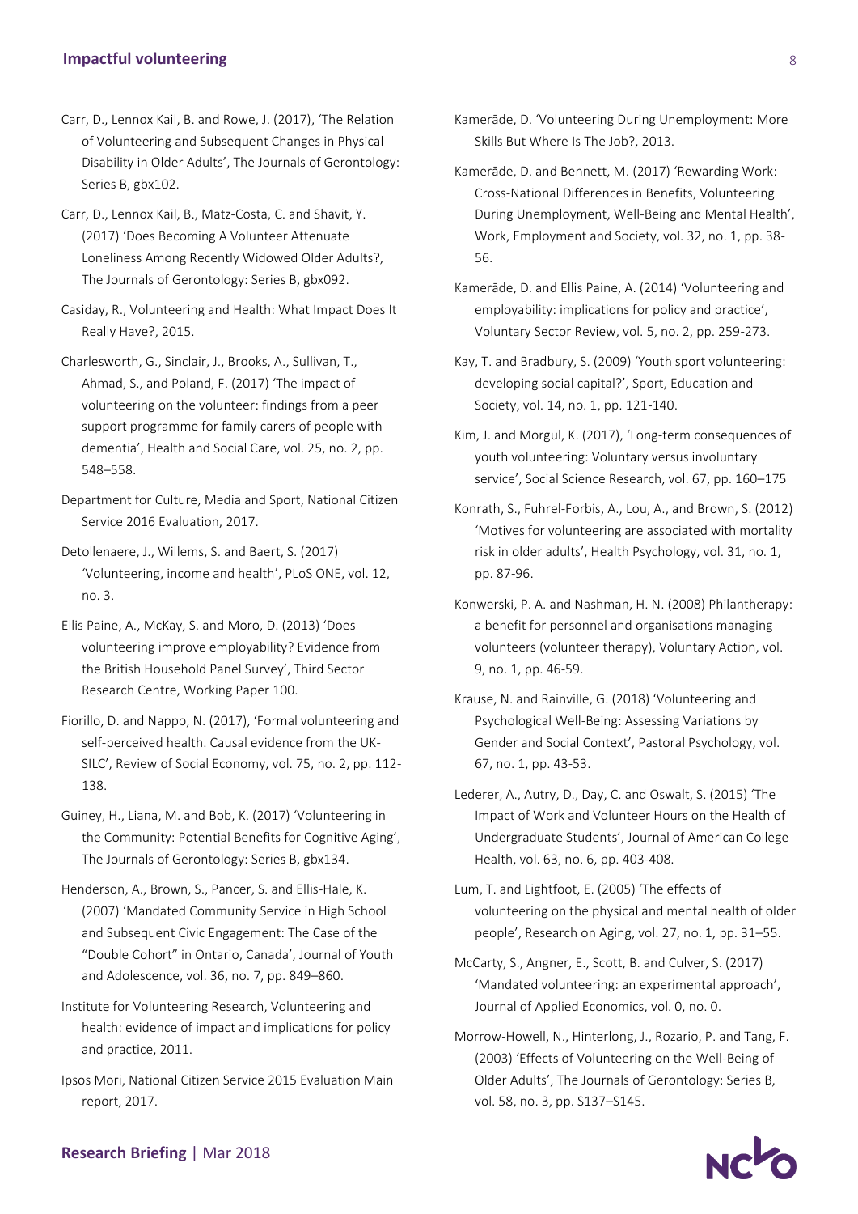Carr, D., Lennox Kail, B. and Rowe, J. (2017), 'The Relation of Volunteering and Subsequent Changes in Physical Disability in Older Adults', The Journals of Gerontology: Series B, gbx102.

Carr, D., Lennox Kail, B., Matz-Costa, C. and Shavit, Y. (2017) 'Does Becoming A Volunteer Attenuate Loneliness Among Recently Widowed Older Adults?, The Journals of Gerontology: Series B, gbx092.

Casiday, R., Volunteering and Health: What Impact Does It Really Have?, 2015.

Charlesworth, G., Sinclair, J., Brooks, A., Sullivan, T., Ahmad, S., and Poland, F. (2017) 'The impact of volunteering on the volunteer: findings from a peer support programme for family carers of people with dementia', Health and Social Care, vol. 25, no. 2, pp. 548–558.

Department for Culture, Media and Sport, National Citizen Service 2016 Evaluation, 2017.

Detollenaere, J., Willems, S. and Baert, S. (2017) 'Volunteering, income and health', PLoS ONE, vol. 12, no. 3.

Ellis Paine, A., McKay, S. and Moro, D. (2013) 'Does volunteering improve employability? Evidence from the British Household Panel Survey', Third Sector Research Centre, Working Paper 100.

Fiorillo, D. and Nappo, N. (2017), 'Formal volunteering and self-perceived health. Causal evidence from the UK-SILC', Review of Social Economy, vol. 75, no. 2, pp. 112-138.

Guiney, H., Liana, M. and Bob, K. (2017) 'Volunteering in the Community: Potential Benefits for Cognitive Aging', The Journals of Gerontology: Series B, gbx134.

Henderson, A., Brown, S., Pancer, S. and Ellis-Hale, K. (2007) 'Mandated Community Service in High School and Subsequent Civic Engagement: The Case of the "Double Cohort" in Ontario, Canada', Journal of Youth and Adolescence, vol. 36, no. 7, pp. 849–860.

Institute for Volunteering Research, Volunteering and health: evidence of impact and implications for policy and practice, 2011.

Ipsos Mori, National Citizen Service 2015 Evaluation Main report, 2017.

Kamerāde, D. 'Volunteering During Unemployment: More Skills But Where Is The Job?, 2013.

Kamerāde, D. and Bennett, M. (2017) 'Rewarding Work: Cross-National Differences in Benefits, Volunteering During Unemployment, Well-Being and Mental Health', Work, Employment and Society, vol. 32, no. 1, pp. 38-56.

Kamerāde, D. and Ellis Paine, A. (2014) 'Volunteering and employability: implications for policy and practice', Voluntary Sector Review, vol. 5, no. 2, pp. 259-273.

Kay, T. and Bradbury, S. (2009) 'Youth sport volunteering: developing social capital?', Sport, Education and Society, vol. 14, no. 1, pp. 121-140.

Kim, J. and Morgul, K. (2017), 'Long-term consequences of youth volunteering: Voluntary versus involuntary service', Social Science Research, vol. 67, pp. 160–175

Konrath, S., Fuhrel-Forbis, A., Lou, A., and Brown, S. (2012) 'Motives for volunteering are associated with mortality risk in older adults', Health Psychology, vol. 31, no. 1, pp. 87-96.

Konwerski, P. A. and Nashman, H. N. (2008) Philantherapy: a benefit for personnel and organisations managing volunteers (volunteer therapy), Voluntary Action, vol. 9, no. 1, pp. 46-59.

Krause, N. and Rainville, G. (2018) 'Volunteering and Psychological Well-Being: Assessing Variations by Gender and Social Context', Pastoral Psychology, vol. 67, no. 1, pp. 43-53.

Lederer, A., Autry, D., Day, C. and Oswalt, S. (2015) 'The Impact of Work and Volunteer Hours on the Health of Undergraduate Students', Journal of American College Health, vol. 63, no. 6, pp. 403-408.

Lum, T. and Lightfoot, E. (2005) 'The effects of volunteering on the physical and mental health of older people', Research on Aging, vol. 27, no. 1, pp. 31–55.

McCarty, S., Angner, E., Scott, B. and Culver, S. (2017) 'Mandated volunteering: an experimental approach', Journal of Applied Economics, vol. 0, no. 0.

Morrow-Howell, N., Hinterlong, J., Rozario, P. and Tang, F. (2003) 'Effects of Volunteering on the Well-Being of Older Adults', The Journals of Gerontology: Series B, vol. 58, no. 3, pp. S137–S145.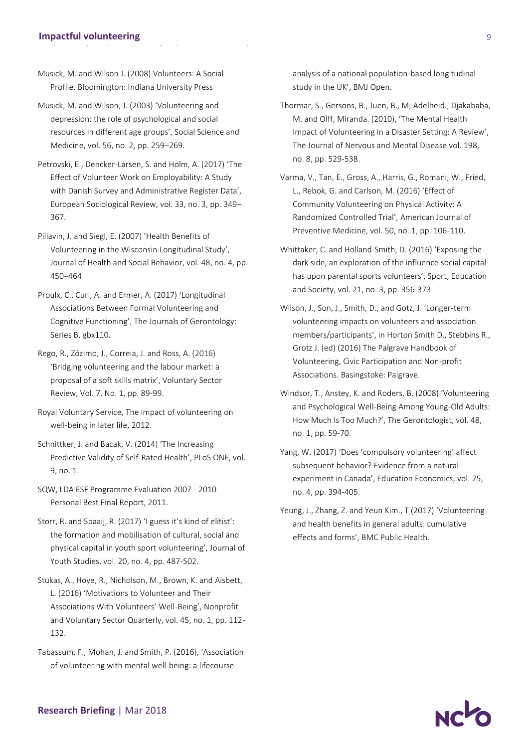Musick, M. and Wilson J. (2008) Volunteers: A Social Profile. Bloomington: Indiana University Press

Musick, M. and Wilson, J. (2003) 'Volunteering and depression: the role of psychological and social resources in different age groups', Social Science and Medicine, vol. 56, no. 2, pp. 259–269.

Petrovski, E., Dencker-Larsen, S. and Holm, A. (2017) 'The Effect of Volunteer Work on Employability: A Study with Danish Survey and Administrative Register Data', European Sociological Review, vol. 33, no. 3, pp. 349–367.

Piliavin, J. and Siegl, E. (2007) 'Health Benefits of Volunteering in the Wisconsin Longitudinal Study', Journal of Health and Social Behavior, vol. 48, no. 4, pp. 450–464

Proulx, C., Curl, A. and Ermer, A. (2017) 'Longitudinal Associations Between Formal Volunteering and Cognitive Functioning', The Journals of Gerontology: Series B, gbx110.

Rego, R., Zózimo, J., Correia, J. and Ross, A. (2016) 'Bridging volunteering and the labour market: a proposal of a soft skills matrix', Voluntary Sector Review, Vol. 7, No. 1, pp. 89-99.

Royal Voluntary Service, The impact of volunteering on well-being in later life, 2012.

Schnittker, J. and Bacak, V. (2014) 'The Increasing Predictive Validity of Self-Rated Health', PLoS ONE, vol. 9, no. 1.

SQW, LDA ESF Programme Evaluation 2007 - 2010 Personal Best Final Report, 2011.

Storr, R. and Spaaij, R. (2017) 'I guess it's kind of elitist': the formation and mobilisation of cultural, social and physical capital in youth sport volunteering', Journal of Youth Studies, vol. 20, no. 4, pp. 487-502.

Stukas, A., Hoye, R., Nicholson, M., Brown, K. and Aisbett, L. (2016) 'Motivations to Volunteer and Their Associations With Volunteers' Well-Being', Nonprofit and Voluntary Sector Quarterly, vol. 45, no. 1, pp. 112-132.

Tabassum, F., Mohan, J. and Smith, P. (2016), 'Association of volunteering with mental well-being: a lifecourse analysis of a national population-based longitudinal study in the UK', BMJ Open.

Thormar, S., Gersons, B., Juen, B., M, Adelheid., Djakababa, M. and Olff, Miranda. (2010), 'The Mental Health Impact of Volunteering in a Disaster Setting: A Review', The Journal of Nervous and Mental Disease vol. 198, no. 8, pp. 529-538.

Varma, V., Tan, E., Gross, A., Harris, G., Romani, W., Fried, L., Rebok, G. and Carlson, M. (2016) 'Effect of Community Volunteering on Physical Activity: A Randomized Controlled Trial', American Journal of Preventive Medicine, vol. 50, no. 1, pp. 106-110.

Whittaker, C. and Holland-Smith, D. (2016) 'Exposing the dark side, an exploration of the influence social capital has upon parental sports volunteers', Sport, Education and Society, vol. 21, no. 3, pp. 356-373

Wilson, J., Son, J., Smith, D., and Gotz, J. 'Longer-term volunteering impacts on volunteers and association members/participants', in Horton Smith D., Stebbins R., Grotz J. (ed) (2016) The Palgrave Handbook of Volunteering, Civic Participation and Non-profit Associations. Basingstoke: Palgrave.

Windsor, T., Anstey, K. and Roders, B. (2008) 'Volunteering and Psychological Well-Being Among Young-Old Adults: How Much Is Too Much?', The Gerontologist, vol. 48, no. 1, pp. 59-70.

Yang, W. (2017) 'Does 'compulsory volunteering' affect subsequent behavior? Evidence from a natural experiment in Canada', Education Economics, vol. 25, no. 4, pp. 394-405.

Yeung, J., Zhang, Z. and Yeun Kim., T (2017) 'Volunteering and health benefits in general adults: cumulative effects and forms', BMC Public Health.